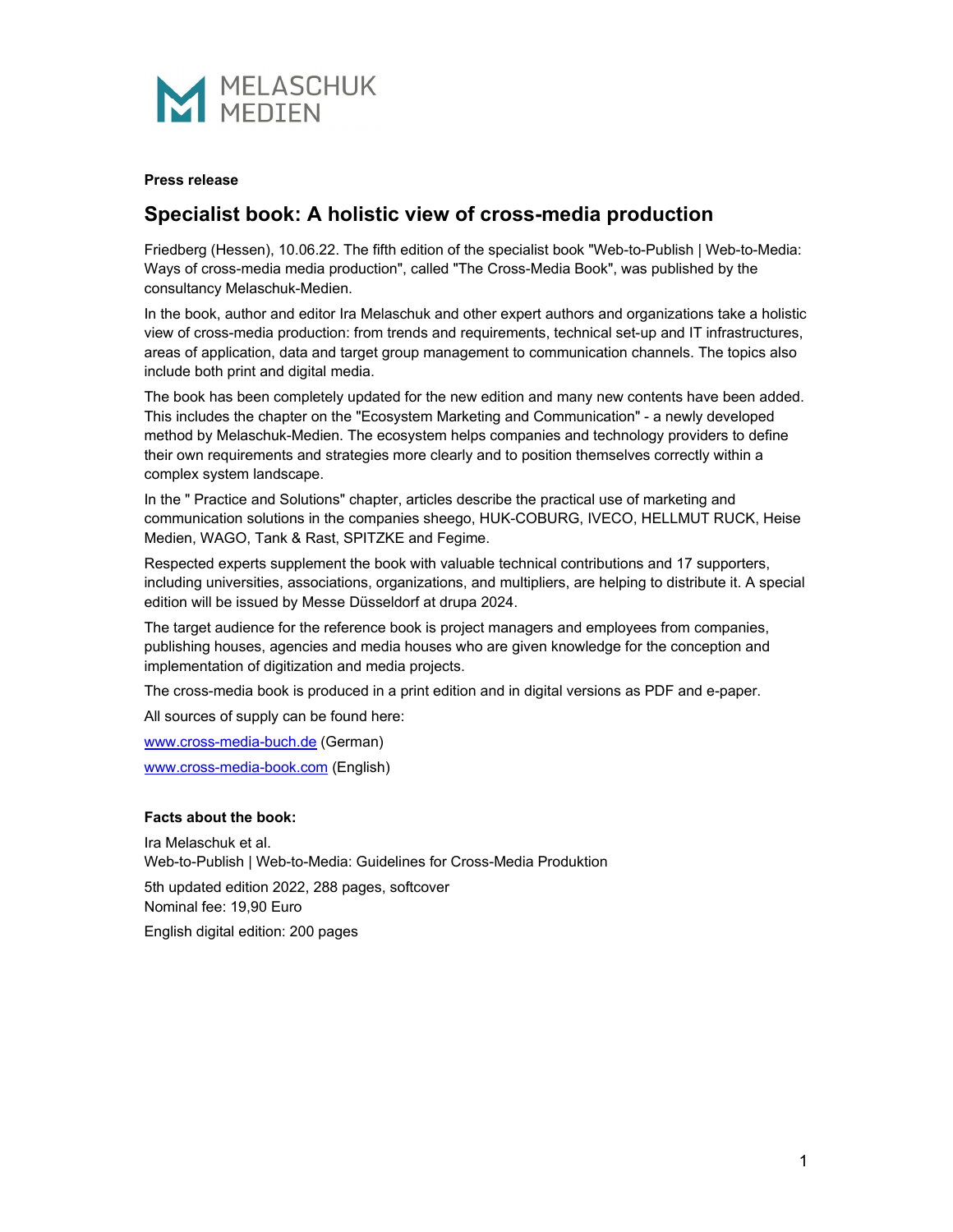MELASCHUK MEDIEN

**Press release**

# Specialist book: A holistic view of cross-media production

Friedberg (Hessen), 10.06.22. The fifth edition of the specialist book "Web-to-Publish | Web-to-Media: Ways of cross-media media production", called "The Cross-Media Book", was published by the consultancy Melaschuk-Medien.

In the book, author and editor Ira Melaschuk and other expert authors and organizations take a holistic view of cross-media production: from trends and requirements, technical set-up and IT infrastructures, areas of application, data and target group management to communication channels. The topics also include both print and digital media.

The book has been completely updated for the new edition and many new contents have been added. This includes the chapter on the "Ecosystem Marketing and Communication" - a newly developed method by Melaschuk-Medien. The ecosystem helps companies and technology providers to define their own requirements and strategies more clearly and to position themselves correctly within a complex system landscape.

In the " Practice and Solutions" chapter, articles describe the practical use of marketing and communication solutions in the companies sheego, HUK-COBURG, IVECO, HELLMUT RUCK, Heise Medien, WAGO, Tank & Rast, SPITZKE and Fegime.

Respected experts supplement the book with valuable technical contributions and 17 supporters, including universities, associations, organizations, and multipliers, are helping to distribute it. A special edition will be issued by Messe Düsseldorf at drupa 2024.

The target audience for the reference book is project managers and employees from companies, publishing houses, agencies and media houses who are given knowledge for the conception and implementation of digitization and media projects.

The cross-media book is produced in a print edition and in digital versions as PDF and e-paper.

All sources of supply can be found here:

www.cross-media-buch.de (German)

www.cross-media-book.com (English)

**Facts about the book:**

Ira Melaschuk et al.
Web-to-Publish | Web-to-Media: Guidelines for Cross-Media Produktion

5th updated edition 2022, 288 pages, softcover
Nominal fee: 19,90 Euro

English digital edition: 200 pages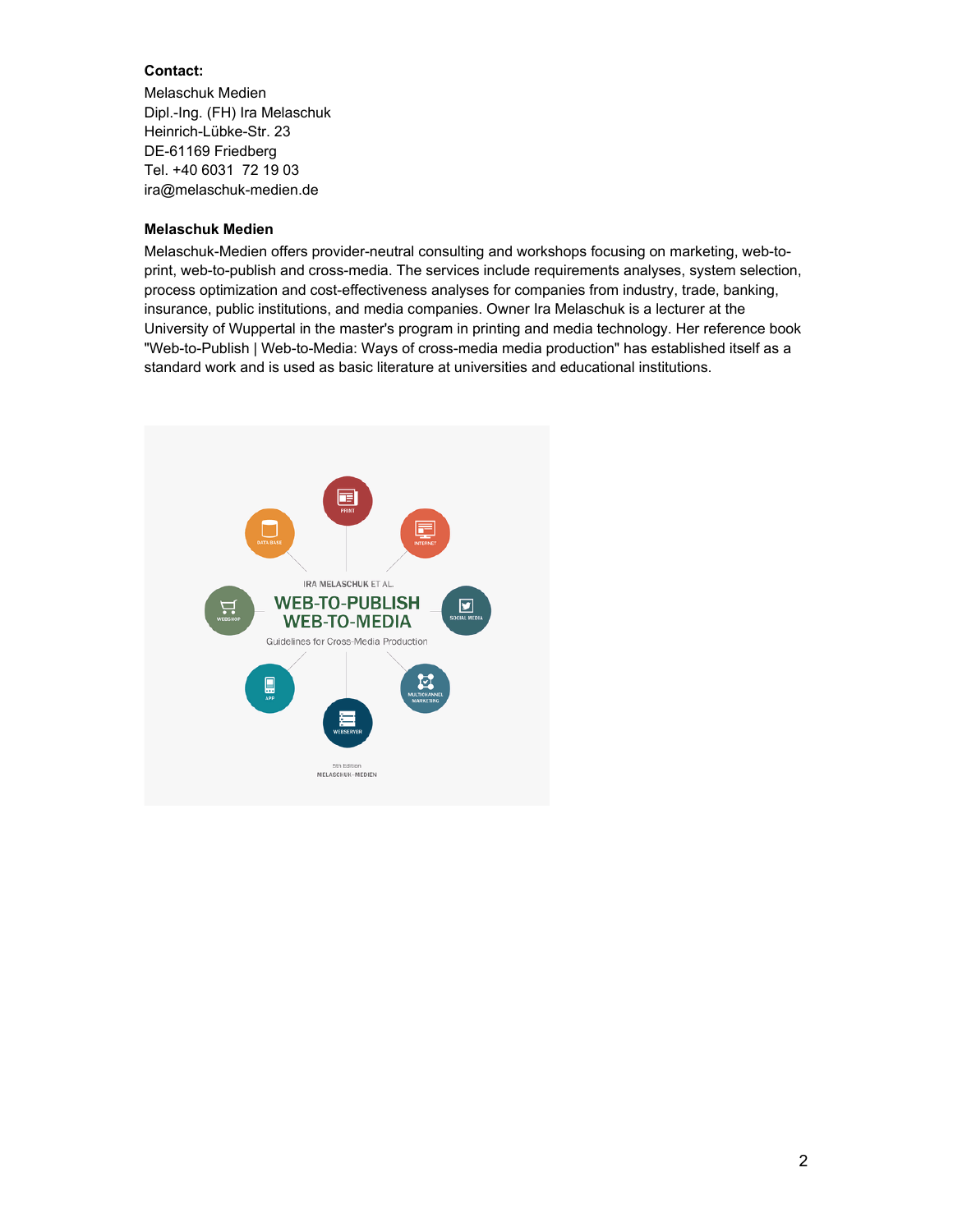**Contact:**
Melaschuk Medien
Dipl.-Ing. (FH) Ira Melaschuk
Heinrich-Lübke-Str. 23
DE-61169 Friedberg
Tel. +40 6031  72 19 03
ira@melaschuk-medien.de

**Melaschuk Medien**

Melaschuk-Medien offers provider-neutral consulting and workshops focusing on marketing, web-to-print, web-to-publish and cross-media. The services include requirements analyses, system selection, process optimization and cost-effectiveness analyses for companies from industry, trade, banking, insurance, public institutions, and media companies. Owner Ira Melaschuk is a lecturer at the University of Wuppertal in the master's program in printing and media technology. Her reference book "Web-to-Publish | Web-to-Media: Ways of cross-media media production" has established itself as a standard work and is used as basic literature at universities and educational institutions.